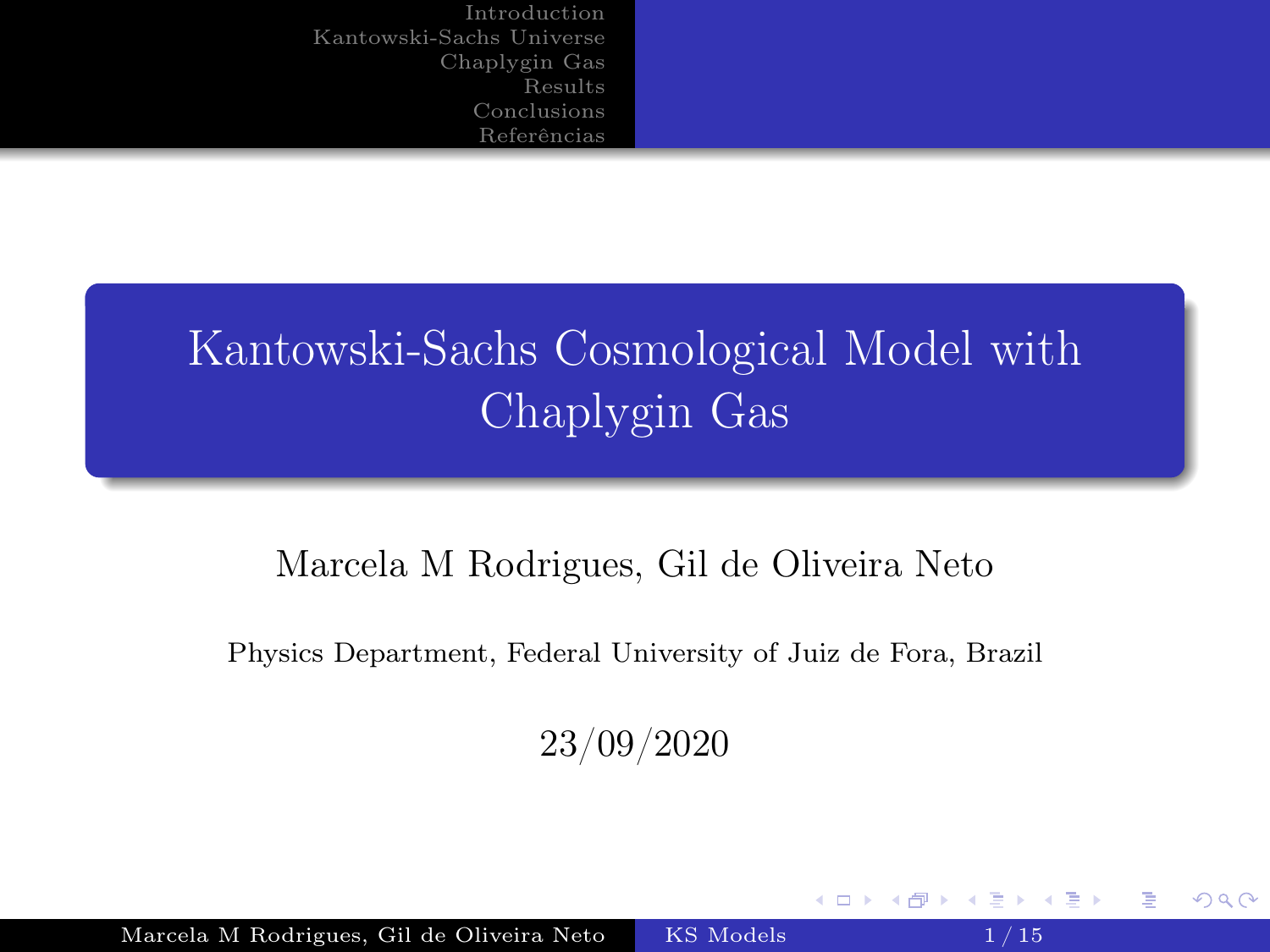# Kantowski-Sachs Cosmological Model with Chaplygin Gas

Marcela M Rodrigues, Gil de Oliveira Neto

Physics Department, Federal University of Juiz de Fora, Brazil

23/09/2020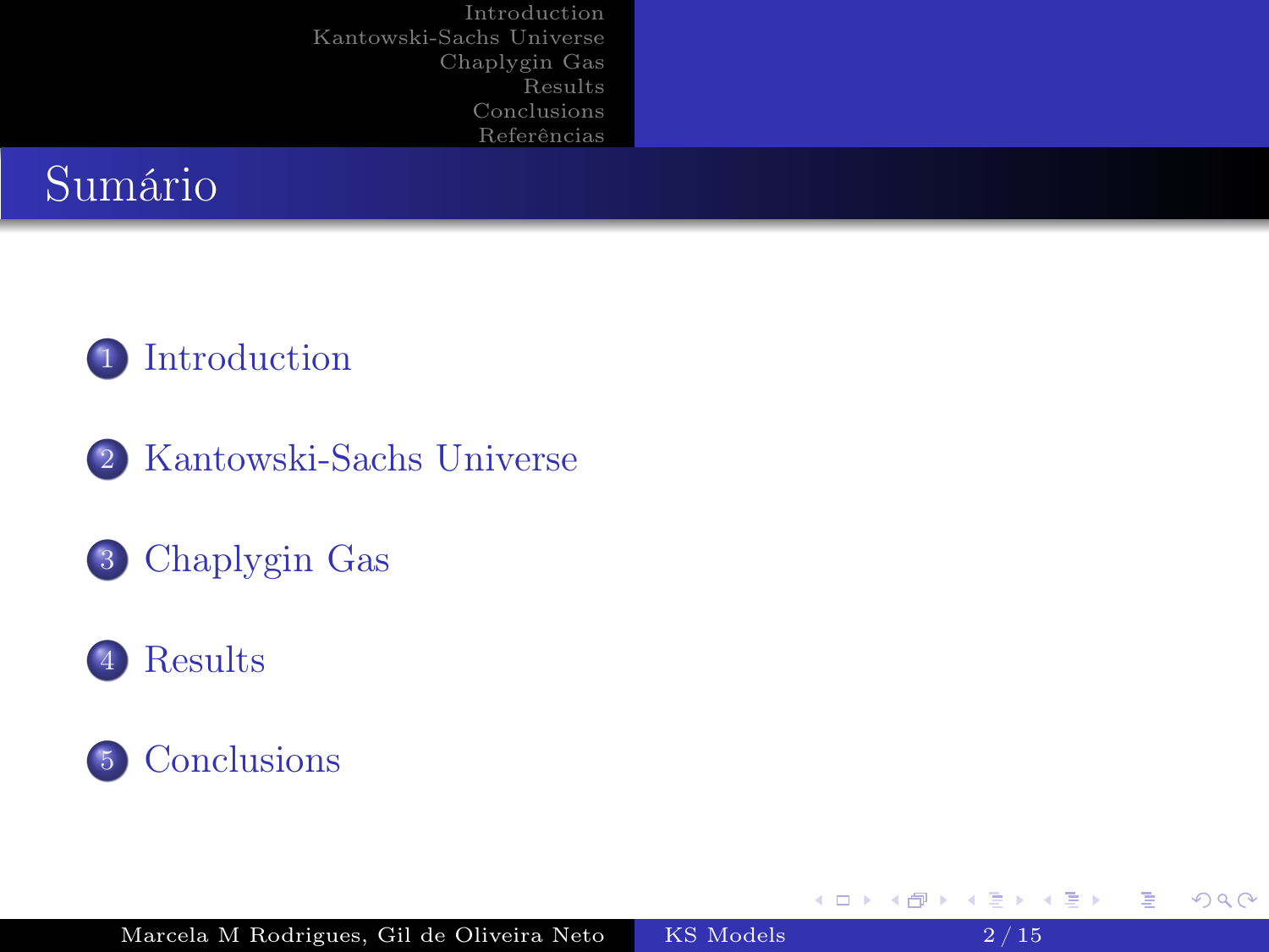# Sumário

1. Introduction
2. Kantowski-Sachs Universe
3. Chaplygin Gas
4. Results
5. Conclusions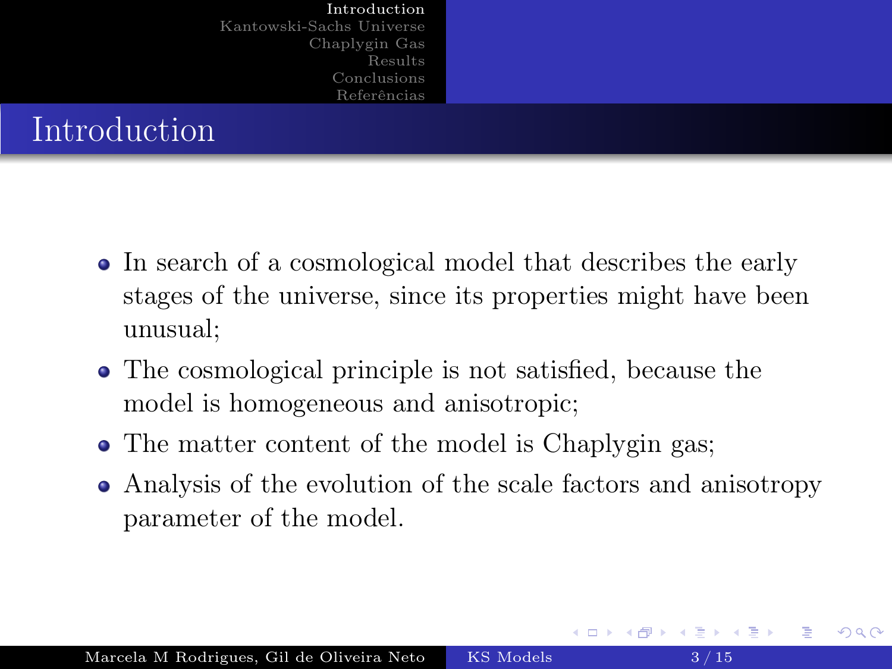# Introduction

- In search of a cosmological model that describes the early stages of the universe, since its properties might have been unusual;
- The cosmological principle is not satisfied, because the model is homogeneous and anisotropic;
- The matter content of the model is Chaplygin gas;
- Analysis of the evolution of the scale factors and anisotropy parameter of the model.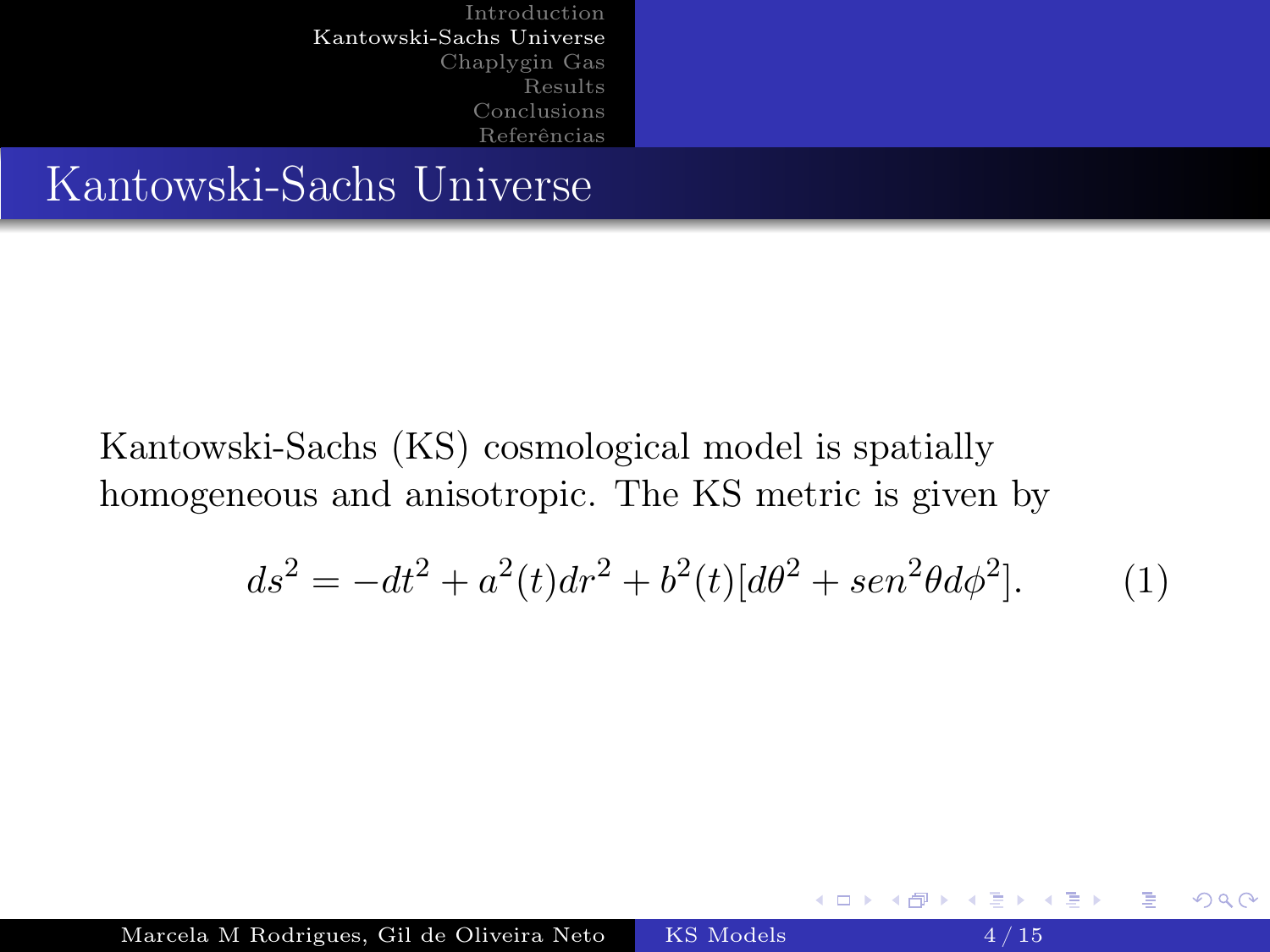# Kantowski-Sachs Universe

Kantowski-Sachs (KS) cosmological model is spatially homogeneous and anisotropic. The KS metric is given by

$$ds^2 = -dt^2 + a^2(t)dr^2 + b^2(t)[d\theta^2 + sen^2\theta d\phi^2]. \tag{1}$$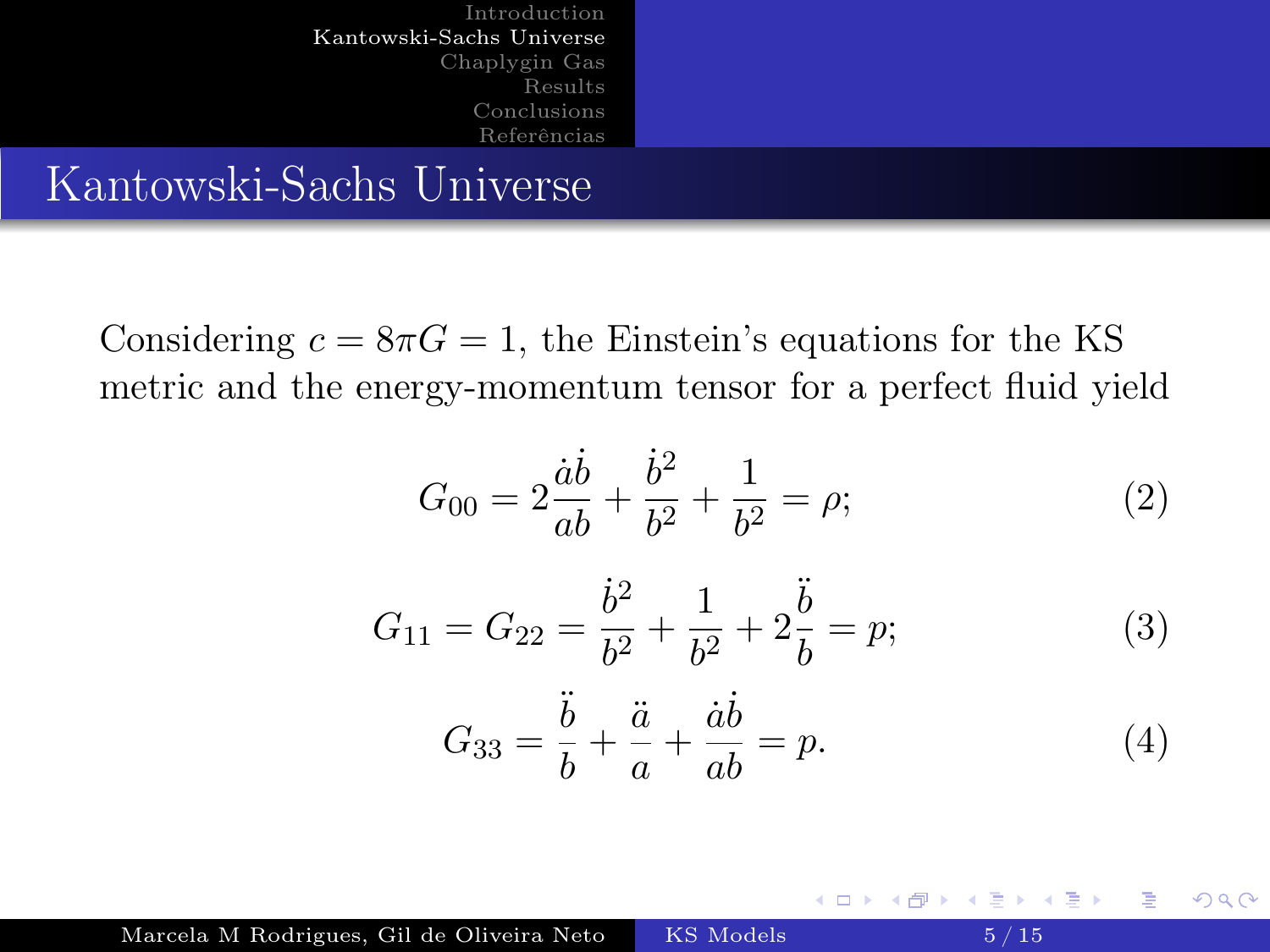# Kantowski-Sachs Universe

Considering $c = 8\pi G = 1$, the Einstein's equations for the KS metric and the energy-momentum tensor for a perfect fluid yield

$$G_{00} = 2\frac{\dot{a}\dot{b}}{ab} + \frac{\dot{b}^2}{b^2} + \frac{1}{b^2} = \rho; \tag{2}$$

$$G_{11} = G_{22} = \frac{\dot{b}^2}{b^2} + \frac{1}{b^2} + 2\frac{\ddot{b}}{b} = p; \tag{3}$$

$$G_{33} = \frac{\ddot{b}}{b} + \frac{\ddot{a}}{a} + \frac{\dot{a}\dot{b}}{ab} = p. \tag{4}$$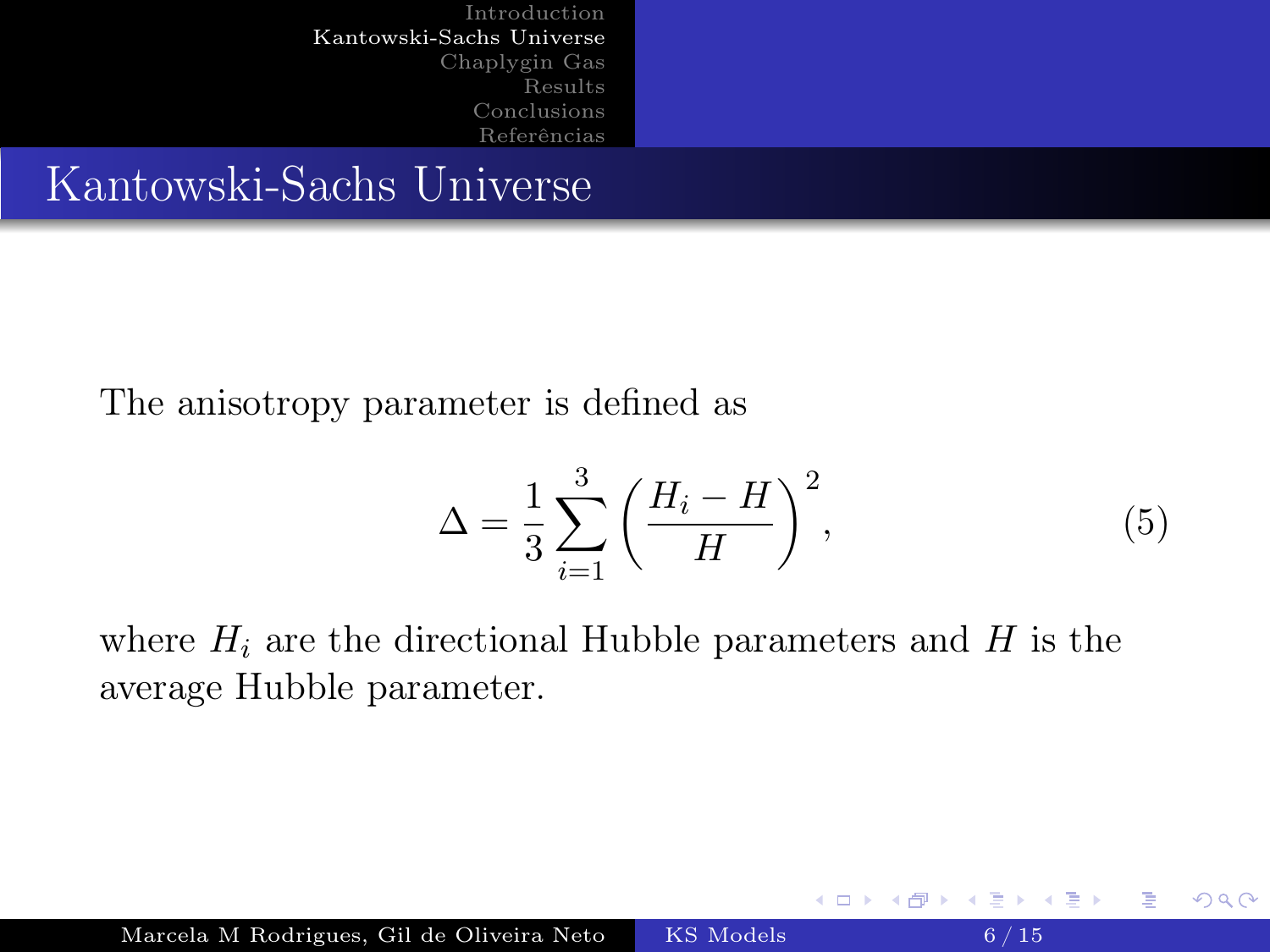# Kantowski-Sachs Universe

The anisotropy parameter is defined as

$$\Delta = \frac{1}{3}\sum_{i=1}^{3}\left(\frac{H_i - H}{H}\right)^2, \tag{5}$$

where $H_i$ are the directional Hubble parameters and $H$ is the average Hubble parameter.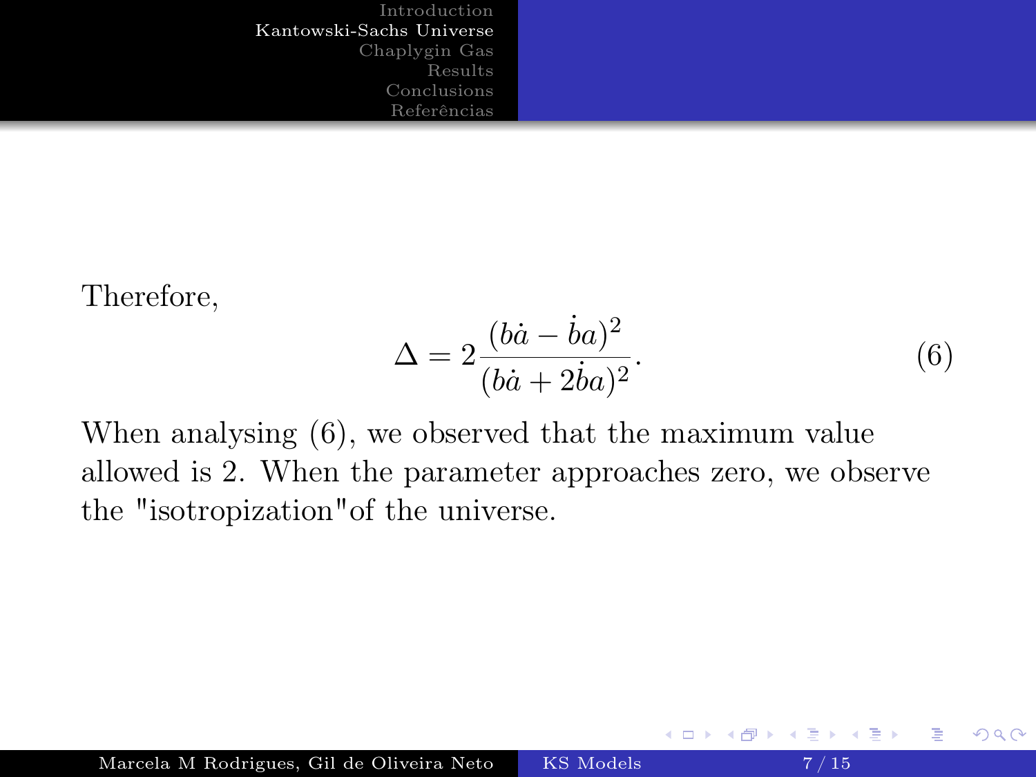Therefore,

$$\Delta = 2\frac{(b\dot{a} - \dot{b}a)^2}{(b\dot{a} + 2\dot{b}a)^2}. \tag{6}$$

When analysing (6), we observed that the maximum value allowed is 2. When the parameter approaches zero, we observe the "isotropization"of the universe.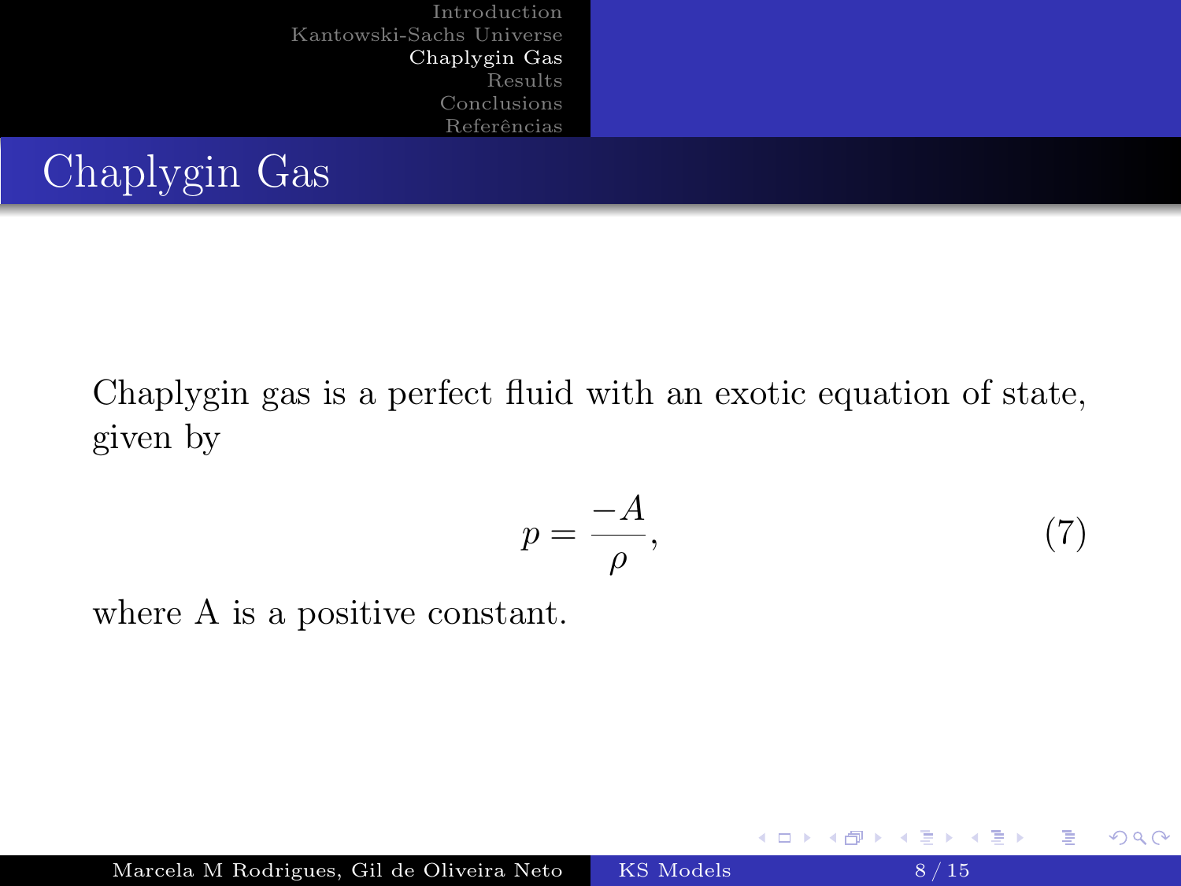# Chaplygin Gas

Chaplygin gas is a perfect fluid with an exotic equation of state, given by

$$p = \frac{-A}{\rho}, \tag{7}$$

where A is a positive constant.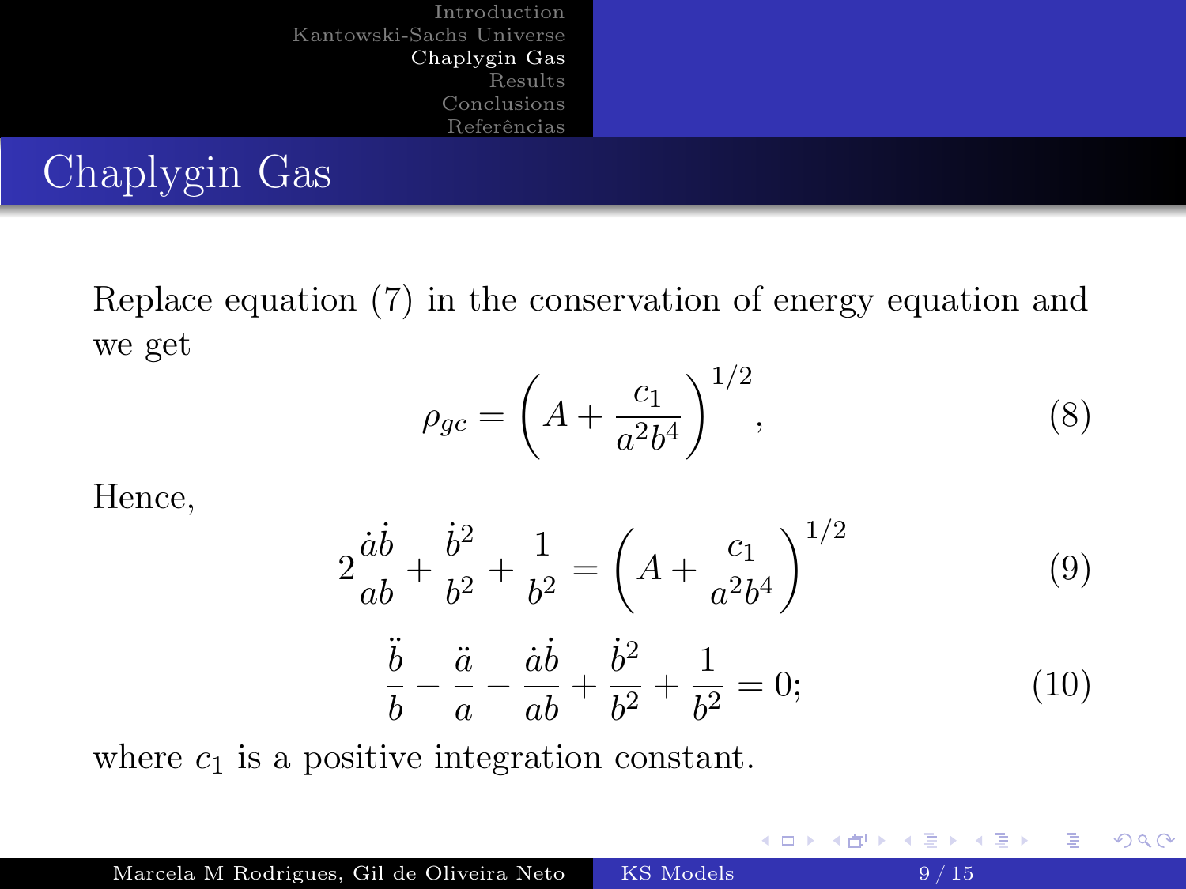## Chaplygin Gas

Replace equation (7) in the conservation of energy equation and we get

$$\rho_{gc} = \left(A + \frac{c_1}{a^2 b^4}\right)^{1/2}, \tag{8}$$

Hence,

$$2\frac{\dot{a}\dot{b}}{ab} + \frac{\dot{b}^2}{b^2} + \frac{1}{b^2} = \left(A + \frac{c_1}{a^2 b^4}\right)^{1/2} \tag{9}$$

$$\frac{\ddot{b}}{b} - \frac{\ddot{a}}{a} - \frac{\dot{a}\dot{b}}{ab} + \frac{\dot{b}^2}{b^2} + \frac{1}{b^2} = 0; \tag{10}$$

where $c_1$ is a positive integration constant.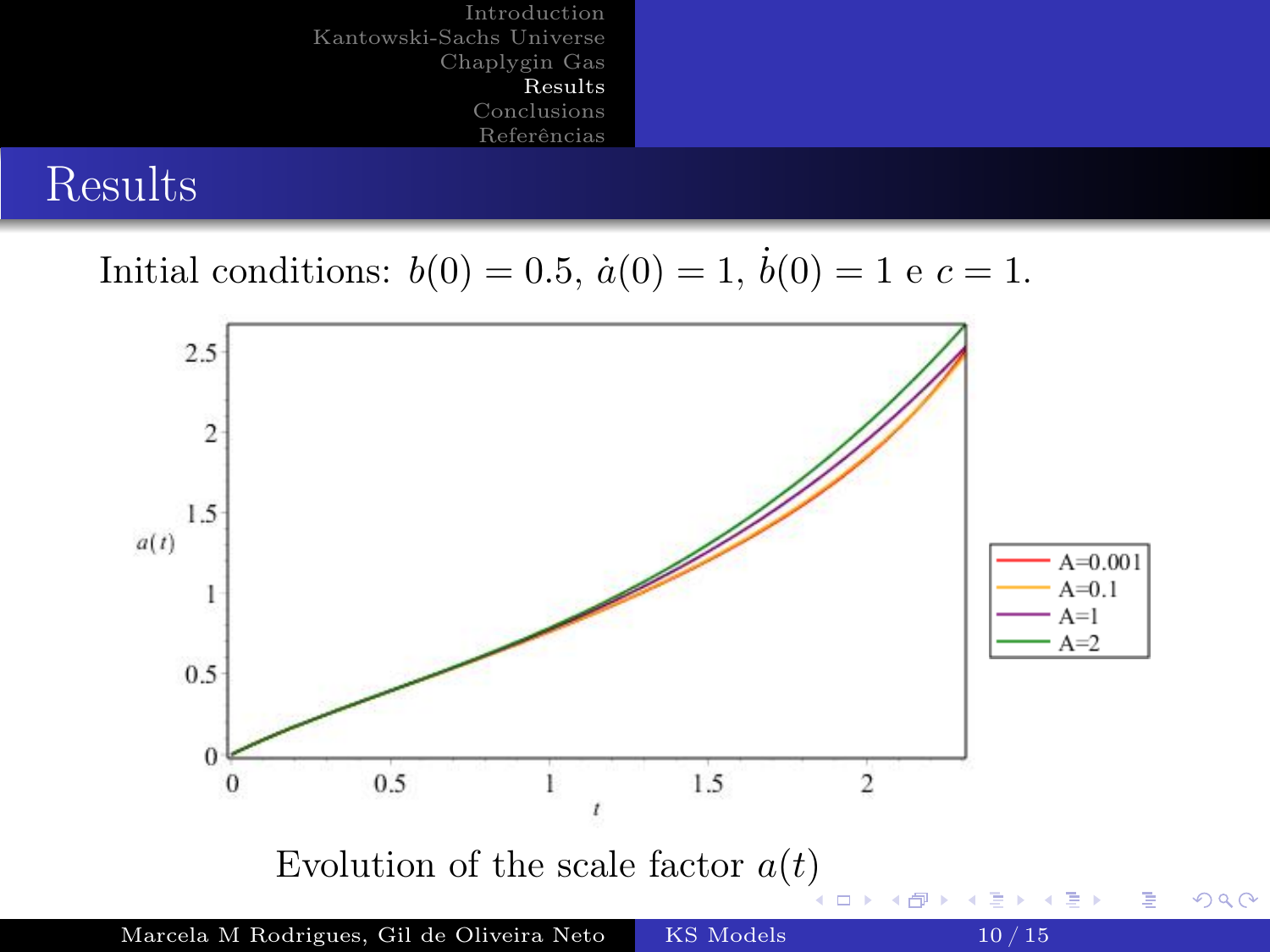# Results

Initial conditions: $b(0) = 0.5$, $\dot{a}(0) = 1$, $\dot{b}(0) = 1$ e $c = 1$.

Evolution of the scale factor $a(t)$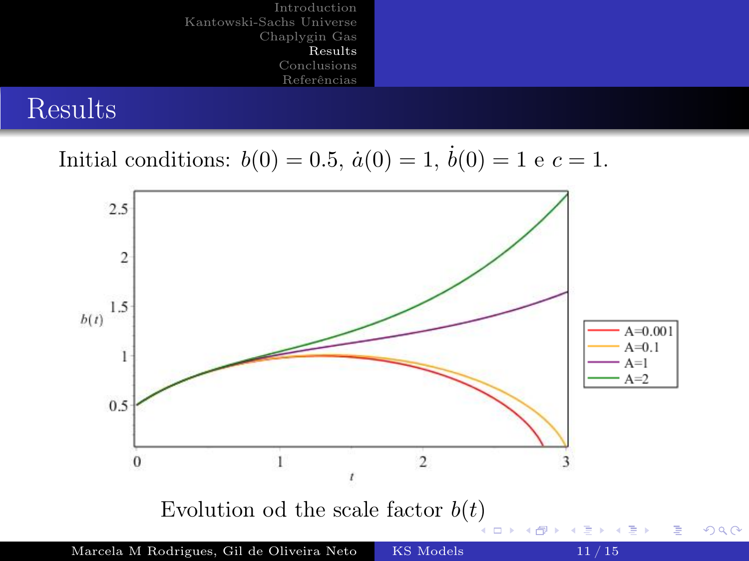# Results

Initial conditions: $b(0) = 0.5$, $\dot{a}(0) = 1$, $\dot{b}(0) = 1$ e $c = 1$.

Evolution od the scale factor $b(t)$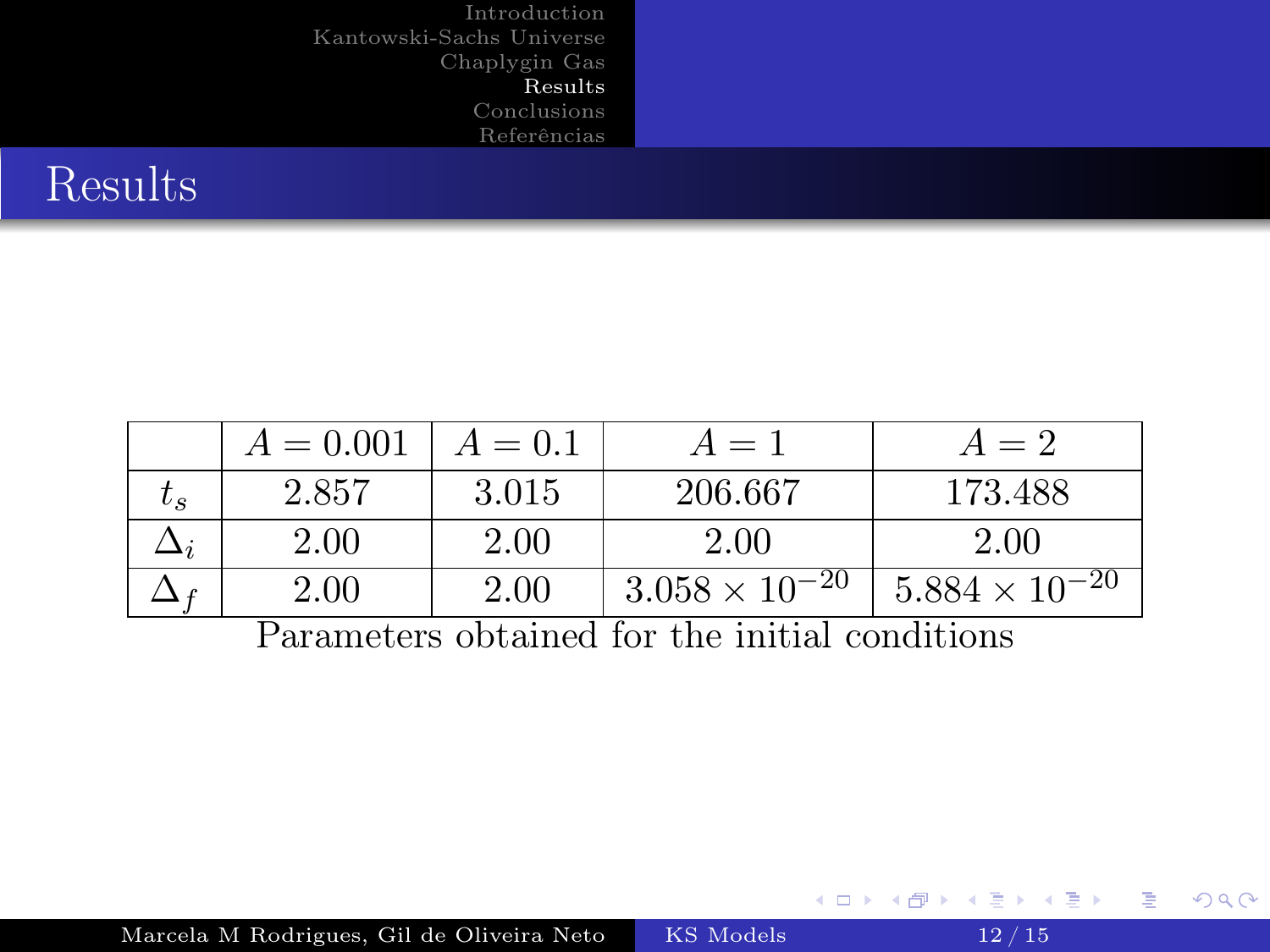# Results

| | $A = 0.001$ | $A = 0.1$ | $A = 1$ | $A = 2$ |
|---|---|---|---|---|
| $t_s$ | 2.857 | 3.015 | 206.667 | 173.488 |
| $\Delta_i$ | 2.00 | 2.00 | 2.00 | 2.00 |
| $\Delta_f$ | 2.00 | 2.00 | $3.058 \times 10^{-20}$ | $5.884 \times 10^{-20}$ |

Parameters obtained for the initial conditions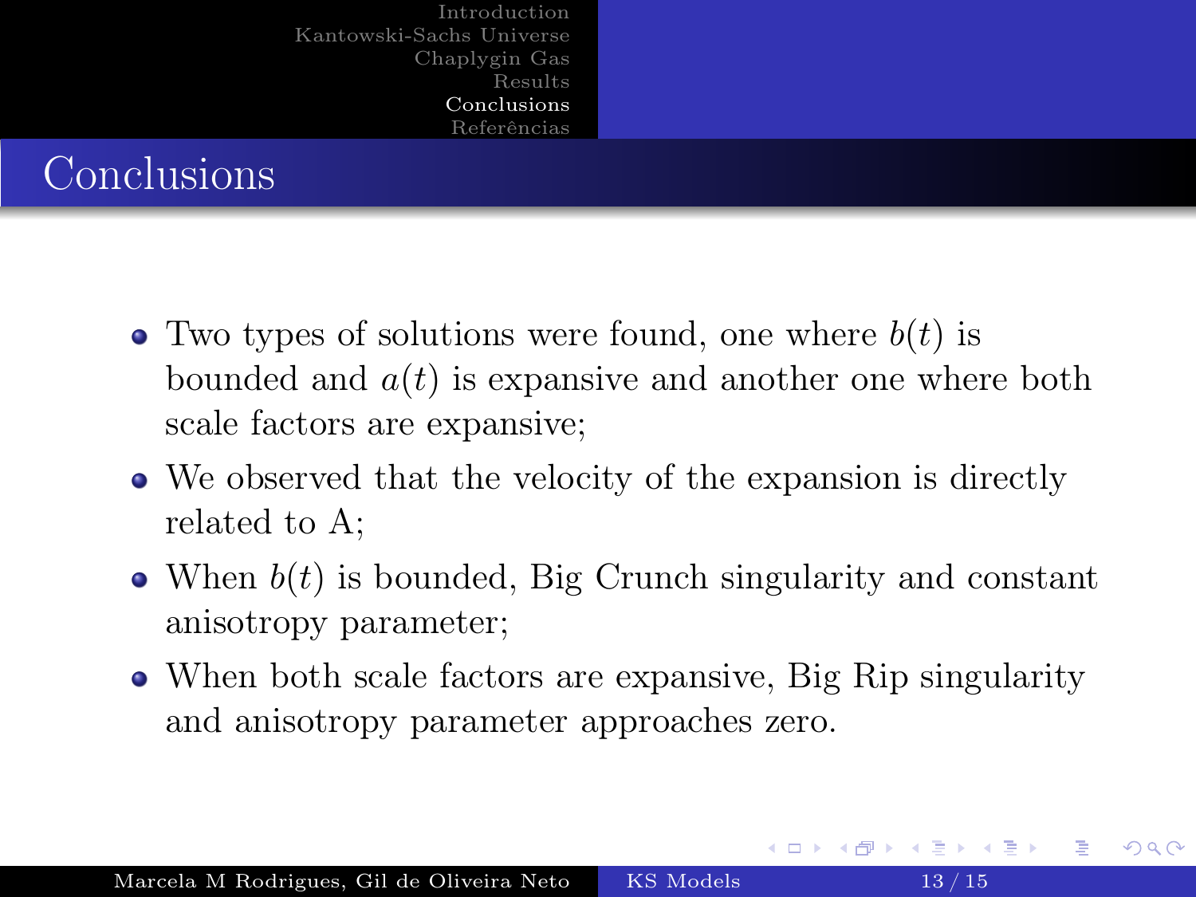# Conclusions

- Two types of solutions were found, one where $b(t)$ is bounded and $a(t)$ is expansive and another one where both scale factors are expansive;
- We observed that the velocity of the expansion is directly related to A;
- When $b(t)$ is bounded, Big Crunch singularity and constant anisotropy parameter;
- When both scale factors are expansive, Big Rip singularity and anisotropy parameter approaches zero.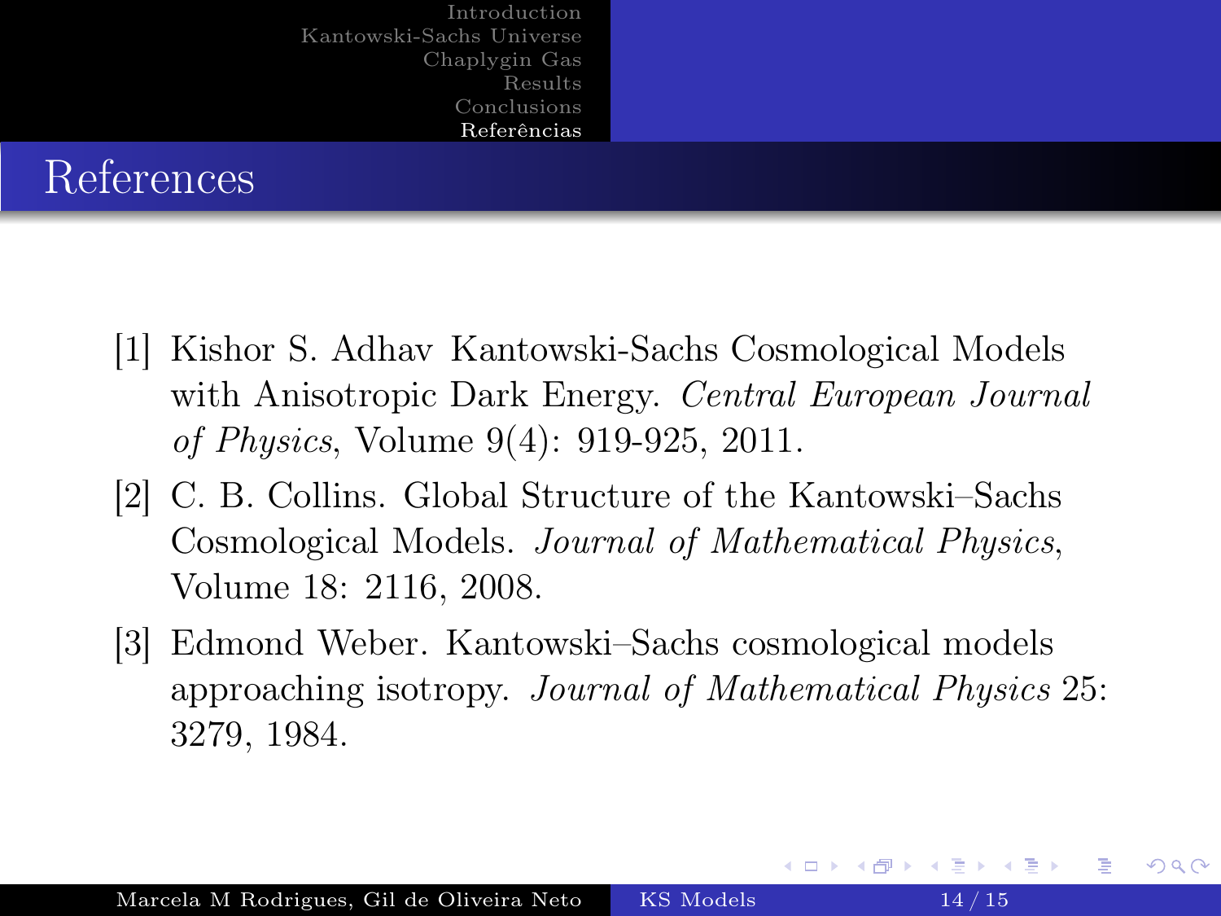# References

[1] Kishor S. Adhav Kantowski-Sachs Cosmological Models with Anisotropic Dark Energy. *Central European Journal of Physics*, Volume 9(4): 919-925, 2011.

[2] C. B. Collins. Global Structure of the Kantowski–Sachs Cosmological Models. *Journal of Mathematical Physics*, Volume 18: 2116, 2008.

[3] Edmond Weber. Kantowski–Sachs cosmological models approaching isotropy. *Journal of Mathematical Physics* 25: 3279, 1984.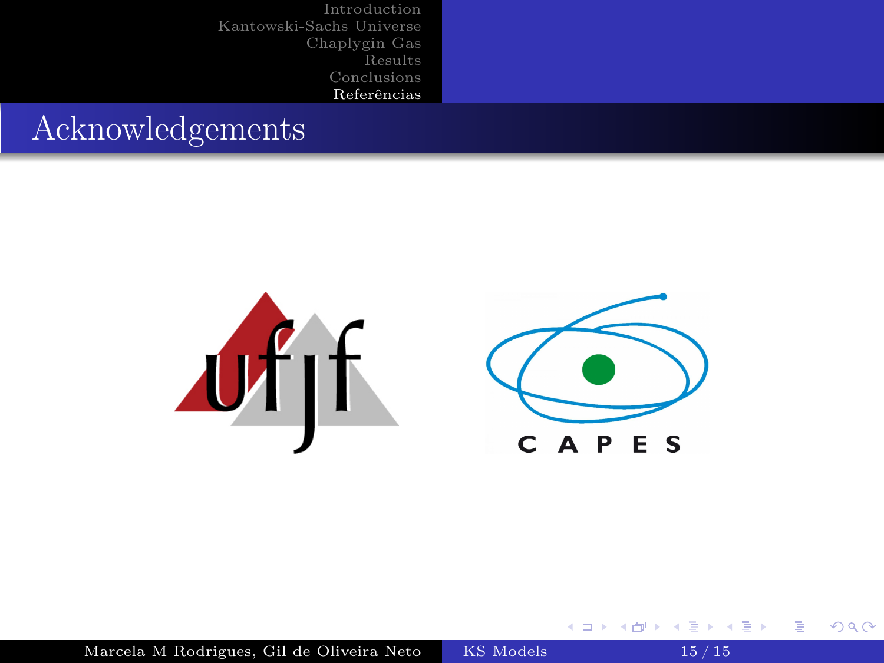# Acknowledgements